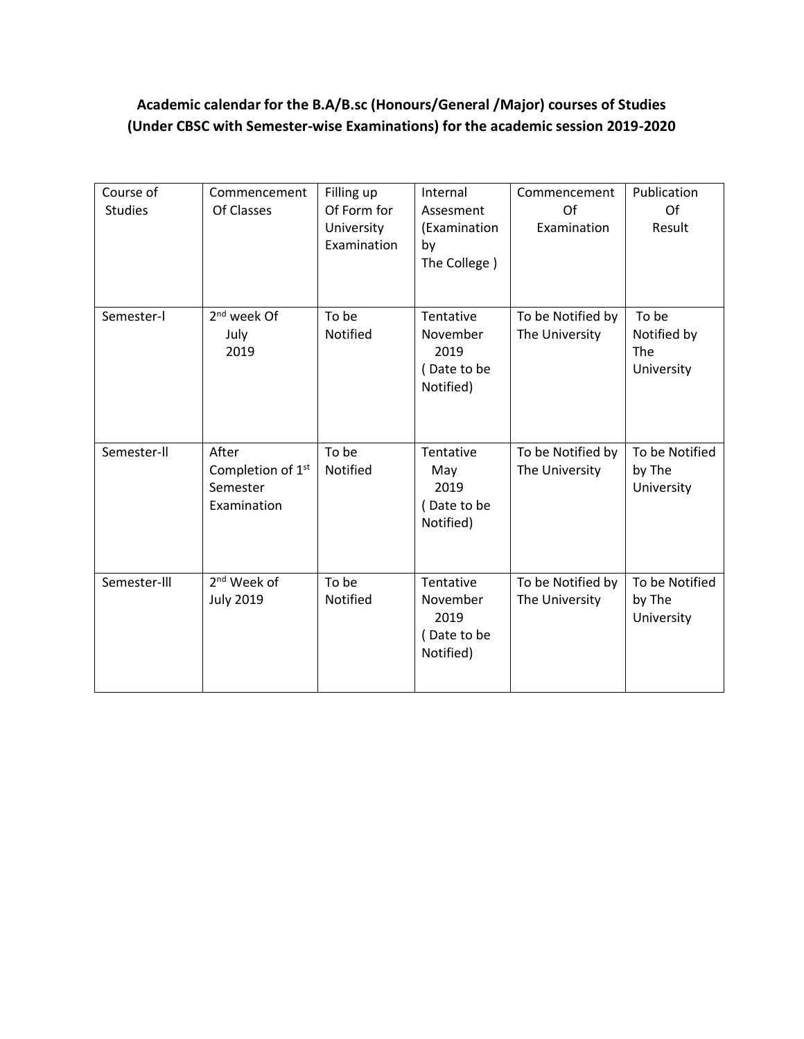**Academic calendar for the B.A/B.sc (Honours/General /Major) courses of Studies (Under CBSC with Semester-wise Examinations) for the academic session 2019-2020**

| Course of Studies | Commencement Of Classes | Filling up Of Form for University Examination | Internal Assesment (Examination by The College ) | Commencement Of Examination | Publication Of Result |
|---|---|---|---|---|---|
| Semester-I | 2nd week Of July 2019 | To be Notified | Tentative November 2019 ( Date to be Notified) | To be Notified by The University | To be Notified by The University |
| Semester-II | After Completion of 1st Semester Examination | To be Notified | Tentative May 2019 ( Date to be Notified) | To be Notified by The University | To be Notified by The University |
| Semester-III | 2nd Week of July 2019 | To be Notified | Tentative November 2019 ( Date to be Notified) | To be Notified by The University | To be Notified by The University |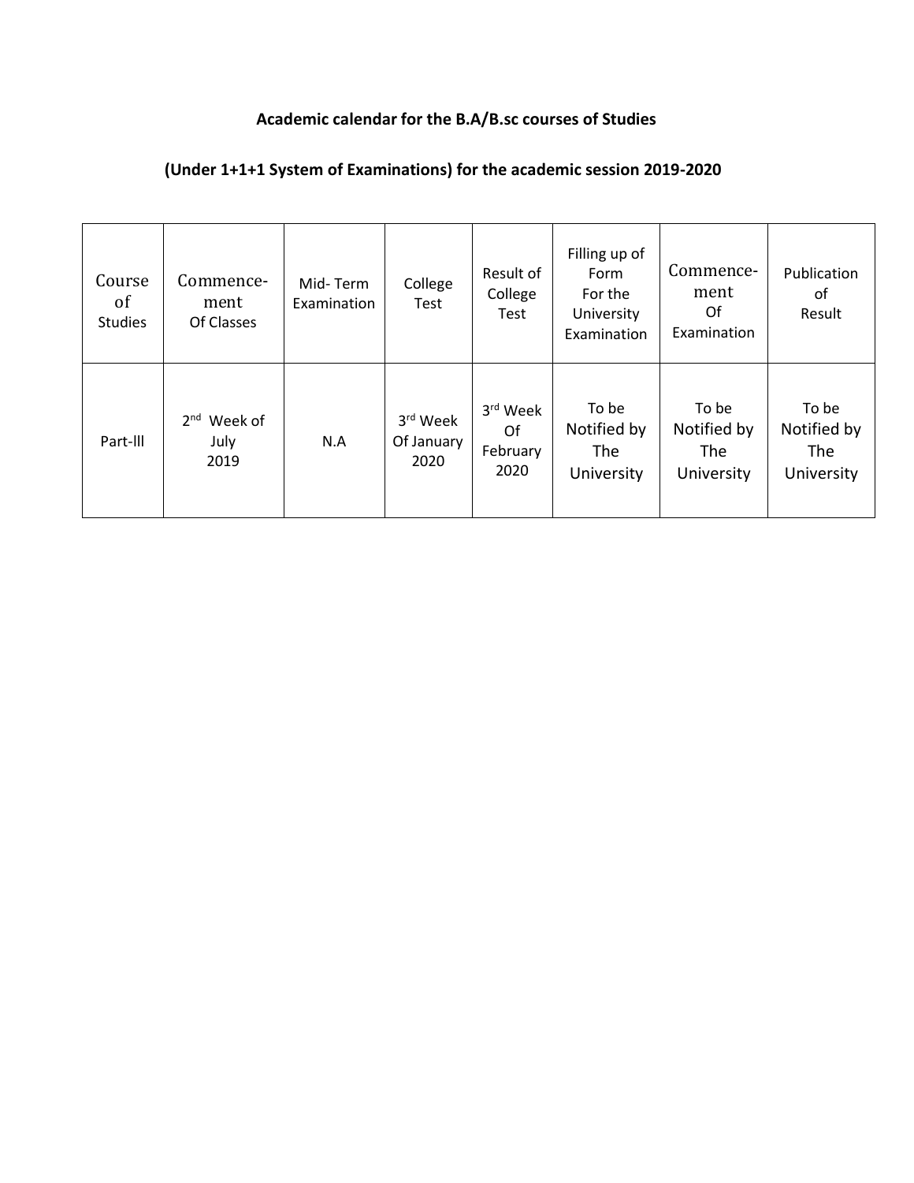**Academic calendar for the B.A/B.sc courses of Studies**

**(Under 1+1+1 System of Examinations) for the academic session 2019-2020**

| Course of Studies | Commence-ment Of Classes | Mid- Term Examination | College Test | Result of College Test | Filling up of Form For the University Examination | Commence-ment Of Examination | Publication of Result |
|---|---|---|---|---|---|---|---|
| Part-lll | 2nd Week of July 2019 | N.A | 3rd Week Of January 2020 | 3rd Week Of February 2020 | To be Notified by The University | To be Notified by The University | To be Notified by The University |